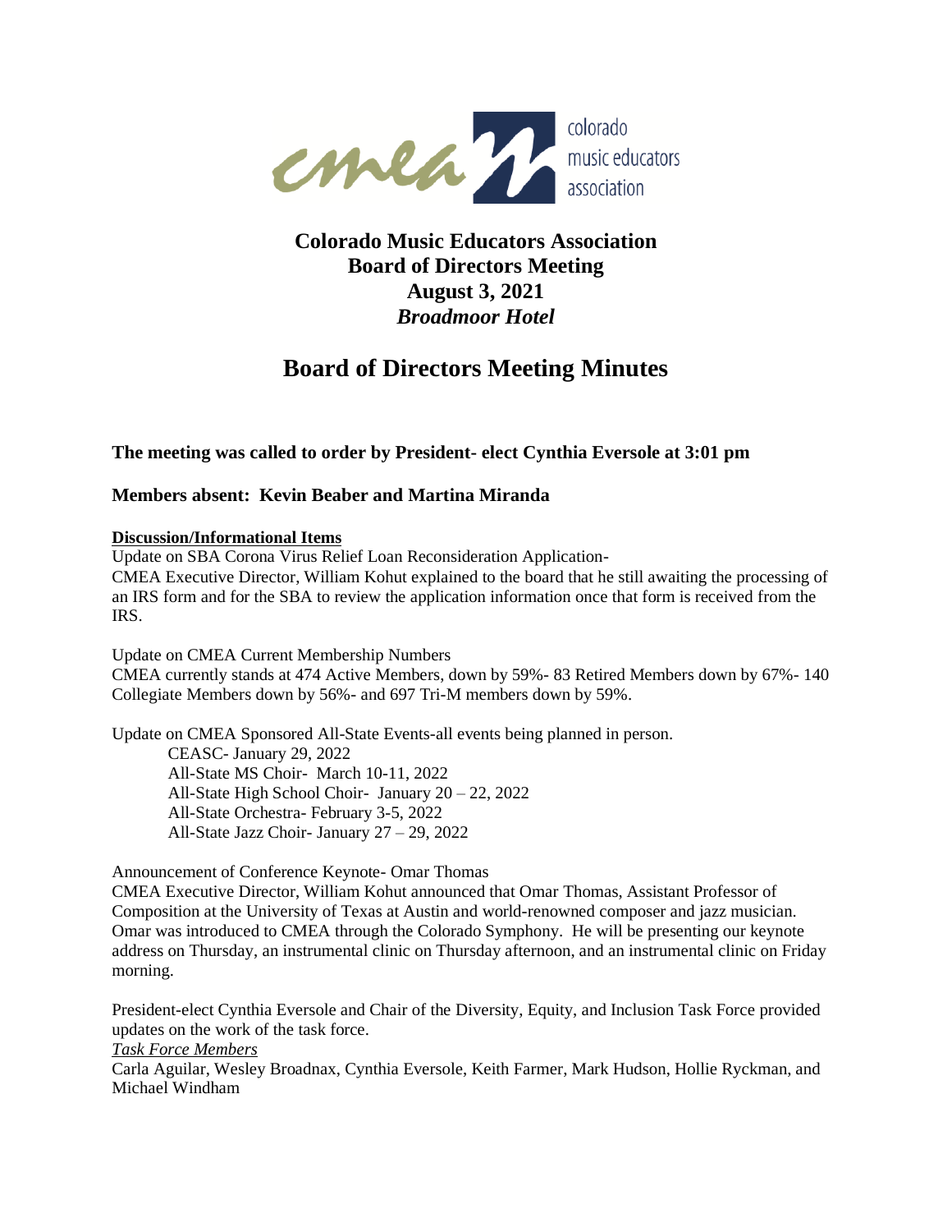# Colorado Music Educators Association
## Board of Directors Meeting
## August 3, 2021
## *Broadmoor Hotel*

# Board of Directors Meeting Minutes

**The meeting was called to order by President- elect Cynthia Eversole at 3:01 pm**

**Members absent: Kevin Beaber and Martina Miranda**

**Discussion/Informational Items**

Update on SBA Corona Virus Relief Loan Reconsideration Application-
CMEA Executive Director, William Kohut explained to the board that he still awaiting the processing of an IRS form and for the SBA to review the application information once that form is received from the IRS.

Update on CMEA Current Membership Numbers
CMEA currently stands at 474 Active Members, down by 59%- 83 Retired Members down by 67%- 140 Collegiate Members down by 56%- and 697 Tri-M members down by 59%.

Update on CMEA Sponsored All-State Events-all events being planned in person.

- CEASC- January 29, 2022
- All-State MS Choir- March 10-11, 2022
- All-State High School Choir- January 20 – 22, 2022
- All-State Orchestra- February 3-5, 2022
- All-State Jazz Choir- January 27 – 29, 2022

Announcement of Conference Keynote- Omar Thomas
CMEA Executive Director, William Kohut announced that Omar Thomas, Assistant Professor of Composition at the University of Texas at Austin and world-renowned composer and jazz musician. Omar was introduced to CMEA through the Colorado Symphony. He will be presenting our keynote address on Thursday, an instrumental clinic on Thursday afternoon, and an instrumental clinic on Friday morning.

President-elect Cynthia Eversole and Chair of the Diversity, Equity, and Inclusion Task Force provided updates on the work of the task force.

*Task Force Members*

Carla Aguilar, Wesley Broadnax, Cynthia Eversole, Keith Farmer, Mark Hudson, Hollie Ryckman, and Michael Windham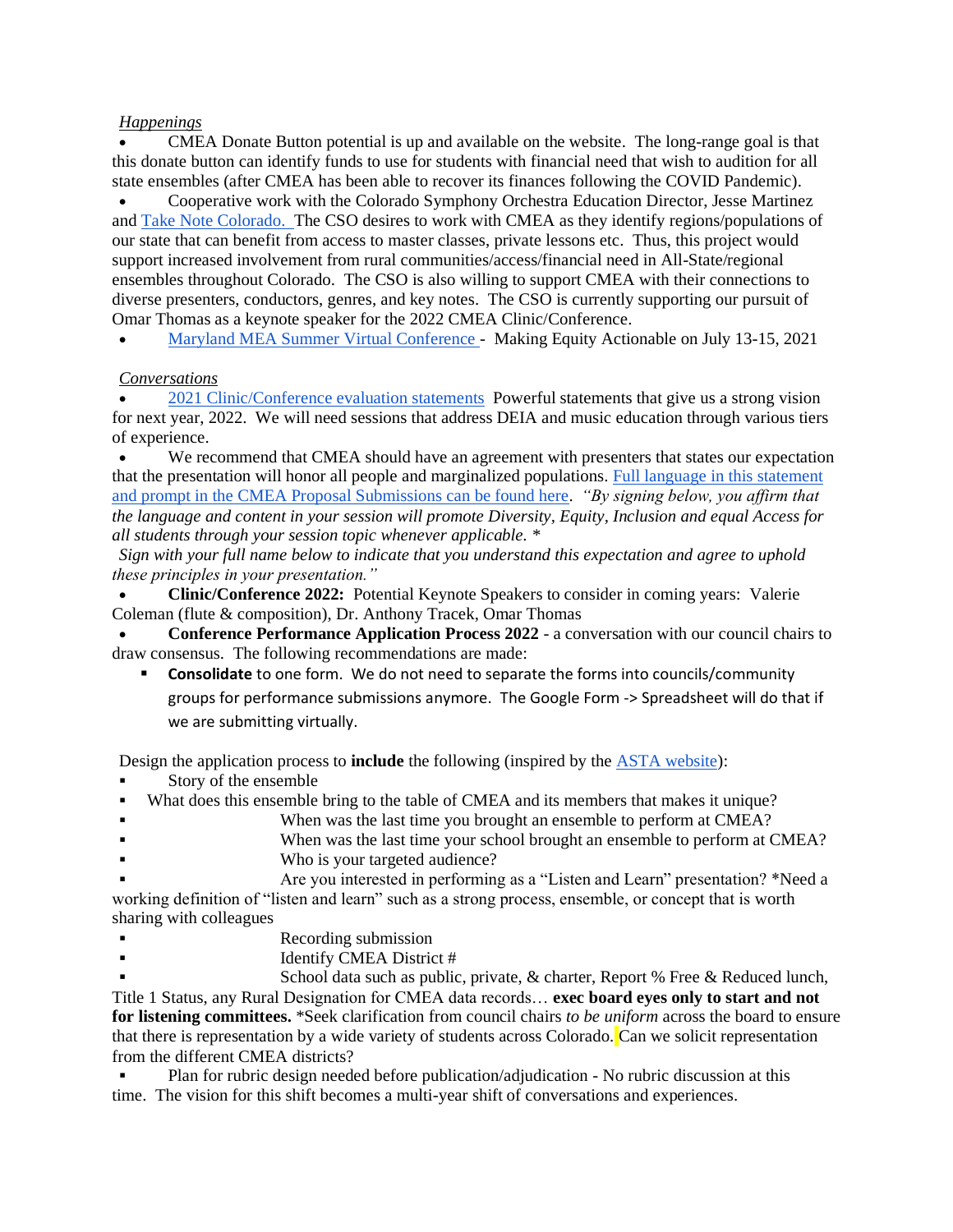*Happenings*

- CMEA Donate Button potential is up and available on the website. The long-range goal is that this donate button can identify funds to use for students with financial need that wish to audition for all state ensembles (after CMEA has been able to recover its finances following the COVID Pandemic).
- Cooperative work with the Colorado Symphony Orchestra Education Director, Jesse Martinez and Take Note Colorado. The CSO desires to work with CMEA as they identify regions/populations of our state that can benefit from access to master classes, private lessons etc. Thus, this project would support increased involvement from rural communities/access/financial need in All-State/regional ensembles throughout Colorado. The CSO is also willing to support CMEA with their connections to diverse presenters, conductors, genres, and key notes. The CSO is currently supporting our pursuit of Omar Thomas as a keynote speaker for the 2022 CMEA Clinic/Conference.
- Maryland MEA Summer Virtual Conference - Making Equity Actionable on July 13-15, 2021

*Conversations*

- 2021 Clinic/Conference evaluation statements Powerful statements that give us a strong vision for next year, 2022. We will need sessions that address DEIA and music education through various tiers of experience.
- We recommend that CMEA should have an agreement with presenters that states our expectation that the presentation will honor all people and marginalized populations. Full language in this statement and prompt in the CMEA Proposal Submissions can be found here. *"By signing below, you affirm that the language and content in your session will promote Diversity, Equity, Inclusion and equal Access for all students through your session topic whenever applicable. \** *Sign with your full name below to indicate that you understand this expectation and agree to uphold these principles in your presentation."*
- **Clinic/Conference 2022:** Potential Keynote Speakers to consider in coming years: Valerie Coleman (flute & composition), Dr. Anthony Tracek, Omar Thomas
- **Conference Performance Application Process 2022** - a conversation with our council chairs to draw consensus. The following recommendations are made:
  - **Consolidate** to one form. We do not need to separate the forms into councils/community groups for performance submissions anymore. The Google Form -> Spreadsheet will do that if we are submitting virtually.

Design the application process to **include** the following (inspired by the ASTA website):

- Story of the ensemble
- What does this ensemble bring to the table of CMEA and its members that makes it unique?
- When was the last time you brought an ensemble to perform at CMEA?
- When was the last time your school brought an ensemble to perform at CMEA?
- Who is your targeted audience?
- Are you interested in performing as a "Listen and Learn" presentation? \*Need a working definition of "listen and learn" such as a strong process, ensemble, or concept that is worth sharing with colleagues
- Recording submission
- Identify CMEA District #
- School data such as public, private, & charter, Report % Free & Reduced lunch, Title 1 Status, any Rural Designation for CMEA data records… **exec board eyes only to start and not for listening committees.** \*Seek clarification from council chairs *to be uniform* across the board to ensure that there is representation by a wide variety of students across Colorado. Can we solicit representation from the different CMEA districts?
- Plan for rubric design needed before publication/adjudication - No rubric discussion at this time. The vision for this shift becomes a multi-year shift of conversations and experiences.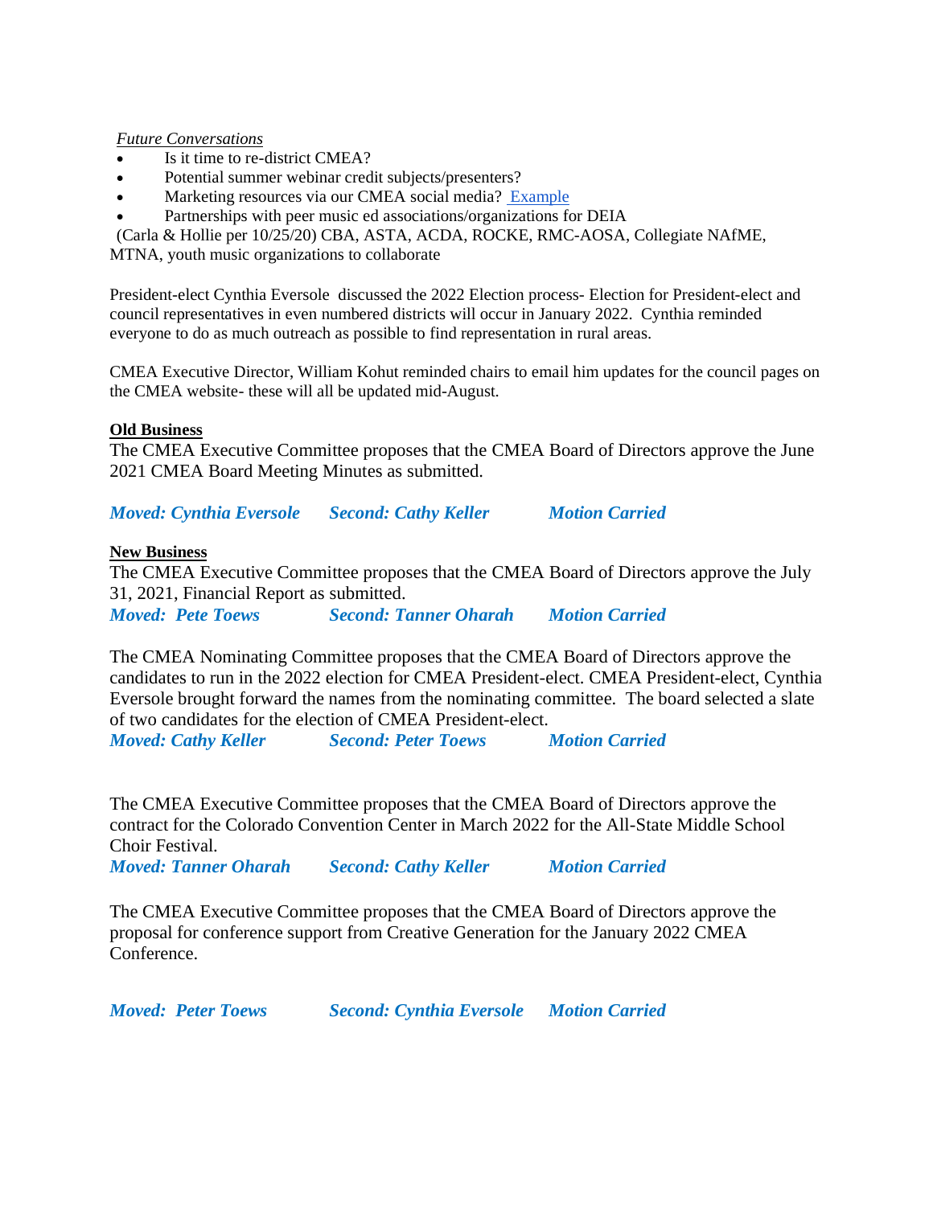*Future Conversations*

- Is it time to re-district CMEA?
- Potential summer webinar credit subjects/presenters?
- Marketing resources via our CMEA social media? Example
- Partnerships with peer music ed associations/organizations for DEIA

(Carla & Hollie per 10/25/20) CBA, ASTA, ACDA, ROCKE, RMC-AOSA, Collegiate NAfME, MTNA, youth music organizations to collaborate

President-elect Cynthia Eversole discussed the 2022 Election process- Election for President-elect and council representatives in even numbered districts will occur in January 2022. Cynthia reminded everyone to do as much outreach as possible to find representation in rural areas.

CMEA Executive Director, William Kohut reminded chairs to email him updates for the council pages on the CMEA website- these will all be updated mid-August.

**Old Business**

The CMEA Executive Committee proposes that the CMEA Board of Directors approve the June 2021 CMEA Board Meeting Minutes as submitted.

***Moved: Cynthia Eversole    Second: Cathy Keller    Motion Carried***

**New Business**

The CMEA Executive Committee proposes that the CMEA Board of Directors approve the July 31, 2021, Financial Report as submitted.

***Moved: Pete Toews    Second: Tanner Oharah    Motion Carried***

The CMEA Nominating Committee proposes that the CMEA Board of Directors approve the candidates to run in the 2022 election for CMEA President-elect. CMEA President-elect, Cynthia Eversole brought forward the names from the nominating committee. The board selected a slate of two candidates for the election of CMEA President-elect.

***Moved: Cathy Keller    Second: Peter Toews    Motion Carried***

The CMEA Executive Committee proposes that the CMEA Board of Directors approve the contract for the Colorado Convention Center in March 2022 for the All-State Middle School Choir Festival.

***Moved: Tanner Oharah    Second: Cathy Keller    Motion Carried***

The CMEA Executive Committee proposes that the CMEA Board of Directors approve the proposal for conference support from Creative Generation for the January 2022 CMEA Conference.

***Moved: Peter Toews    Second: Cynthia Eversole    Motion Carried***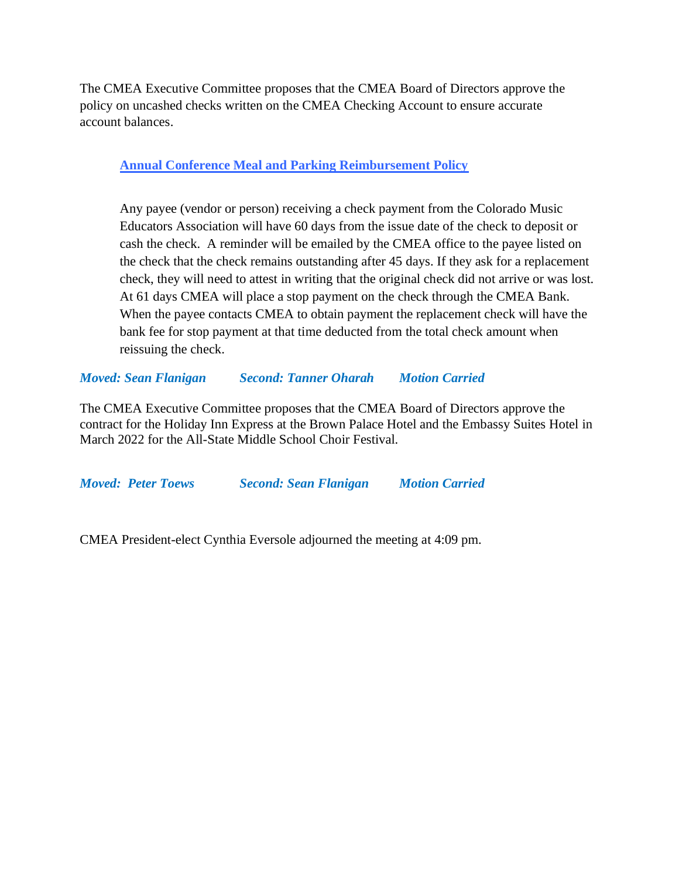The CMEA Executive Committee proposes that the CMEA Board of Directors approve the policy on uncashed checks written on the CMEA Checking Account to ensure accurate account balances.

> **Annual Conference Meal and Parking Reimbursement Policy**
>
> Any payee (vendor or person) receiving a check payment from the Colorado Music Educators Association will have 60 days from the issue date of the check to deposit or cash the check. A reminder will be emailed by the CMEA office to the payee listed on the check that the check remains outstanding after 45 days. If they ask for a replacement check, they will need to attest in writing that the original check did not arrive or was lost. At 61 days CMEA will place a stop payment on the check through the CMEA Bank. When the payee contacts CMEA to obtain payment the replacement check will have the bank fee for stop payment at that time deducted from the total check amount when reissuing the check.

***Moved: Sean Flanigan        Second: Tanner Oharah        Motion Carried***

The CMEA Executive Committee proposes that the CMEA Board of Directors approve the contract for the Holiday Inn Express at the Brown Palace Hotel and the Embassy Suites Hotel in March 2022 for the All-State Middle School Choir Festival.

***Moved: Peter Toews        Second: Sean Flanigan        Motion Carried***

CMEA President-elect Cynthia Eversole adjourned the meeting at 4:09 pm.